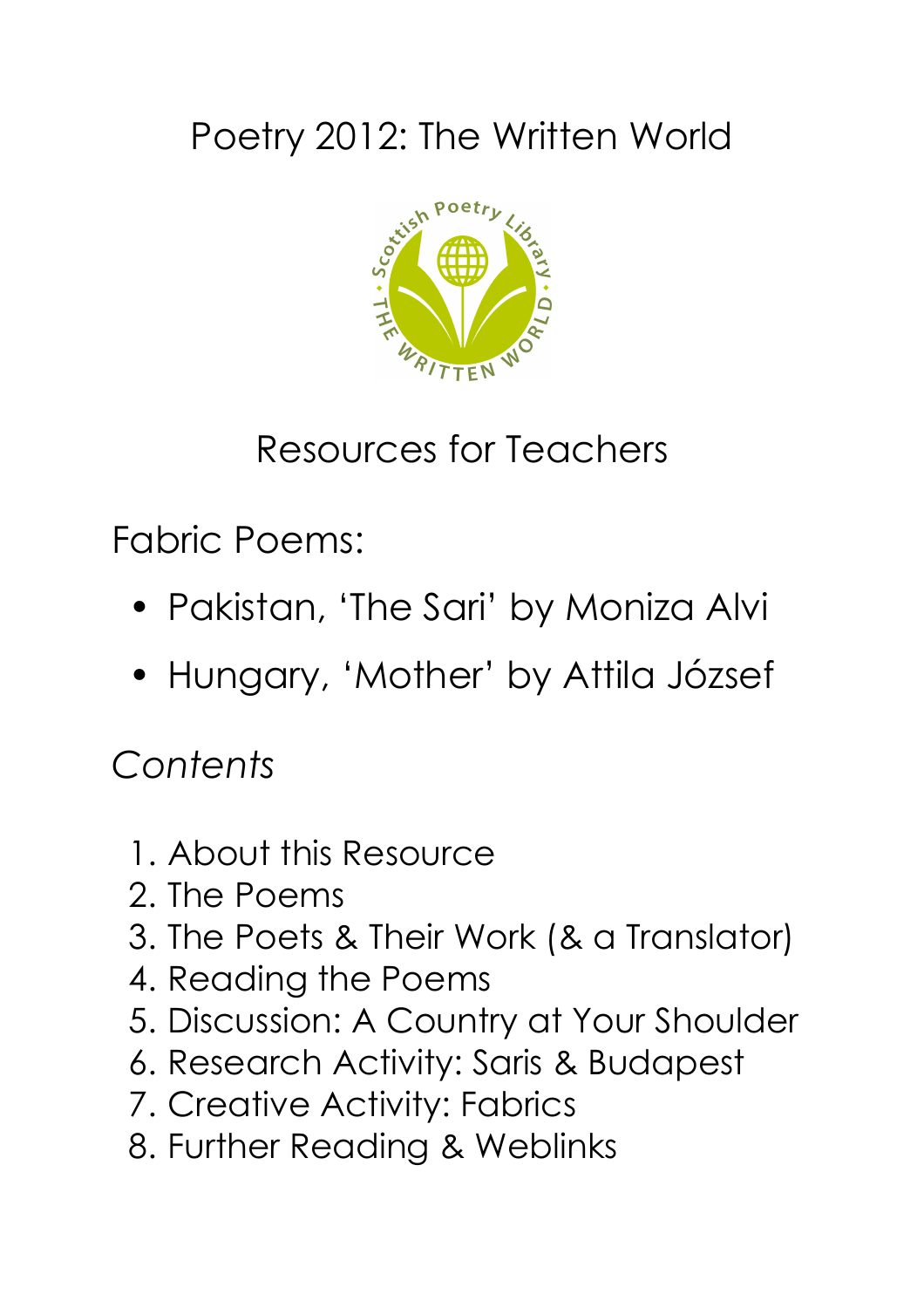# Poetry 2012: The Written World

## Resources for Teachers

Fabric Poems:

- Pakistan, 'The Sari' by Moniza Alvi
- Hungary, 'Mother' by Attila József

*Contents*

1. About this Resource
2. The Poems
3. The Poets & Their Work (& a Translator)
4. Reading the Poems
5. Discussion: A Country at Your Shoulder
6. Research Activity: Saris & Budapest
7. Creative Activity: Fabrics
8. Further Reading & Weblinks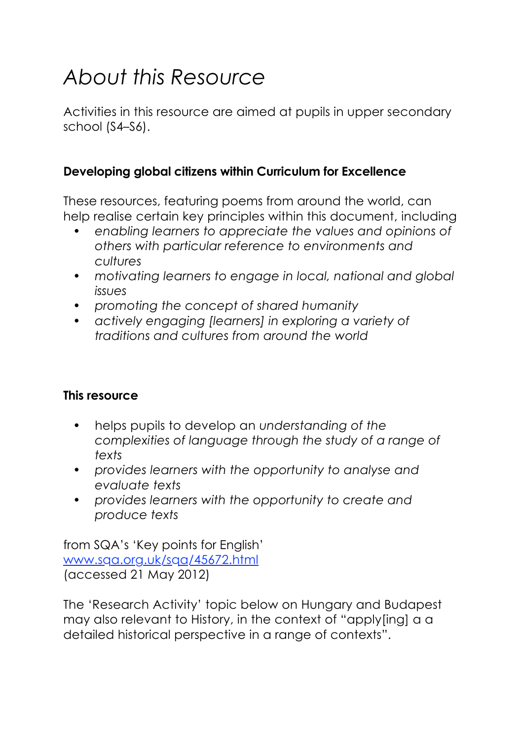# *About this Resource*

Activities in this resource are aimed at pupils in upper secondary school (S4–S6).

**Developing global citizens within Curriculum for Excellence**

These resources, featuring poems from around the world, can help realise certain key principles within this document, including

- *enabling learners to appreciate the values and opinions of others with particular reference to environments and cultures*
- *motivating learners to engage in local, national and global issues*
- *promoting the concept of shared humanity*
- *actively engaging [learners] in exploring a variety of traditions and cultures from around the world*

**This resource**

- helps pupils to develop an *understanding of the complexities of language through the study of a range of texts*
- *provides learners with the opportunity to analyse and evaluate texts*
- *provides learners with the opportunity to create and produce texts*

from SQA's 'Key points for English'
[www.sqa.org.uk/sqa/45672.html](http://www.sqa.org.uk/sqa/45672.html)
(accessed 21 May 2012)

The 'Research Activity' topic below on Hungary and Budapest may also relevant to History, in the context of "apply[ing] a a detailed historical perspective in a range of contexts".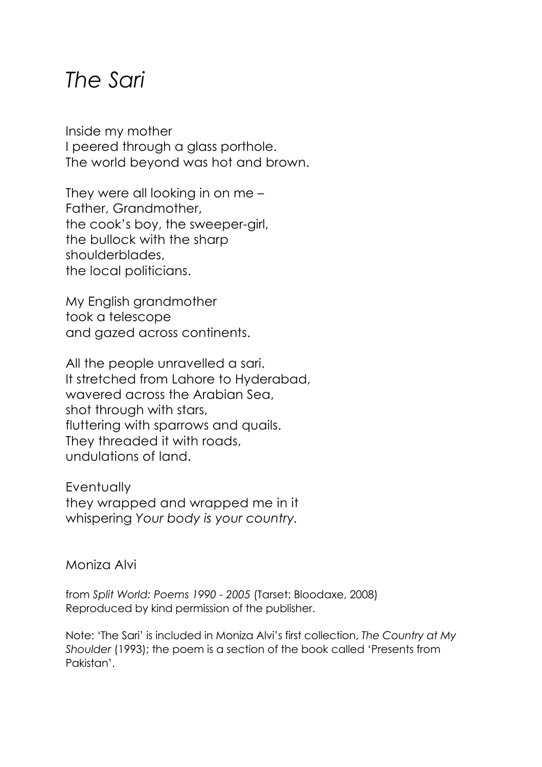# *The Sari*

Inside my mother  
I peered through a glass porthole.  
The world beyond was hot and brown.

They were all looking in on me –  
Father, Grandmother,  
the cook's boy, the sweeper-girl,  
the bullock with the sharp  
shoulderblades,  
the local politicians.

My English grandmother  
took a telescope  
and gazed across continents.

All the people unravelled a sari.  
It stretched from Lahore to Hyderabad,  
wavered across the Arabian Sea,  
shot through with stars,  
fluttering with sparrows and quails.  
They threaded it with roads,  
undulations of land.

Eventually  
they wrapped and wrapped me in it  
whispering *Your body is your country.*

Moniza Alvi

from *Split World: Poems 1990 - 2005* (Tarset: Bloodaxe, 2008)  
Reproduced by kind permission of the publisher.

Note: 'The Sari' is included in Moniza Alvi's first collection, *The Country at My Shoulder* (1993); the poem is a section of the book called 'Presents from Pakistan'.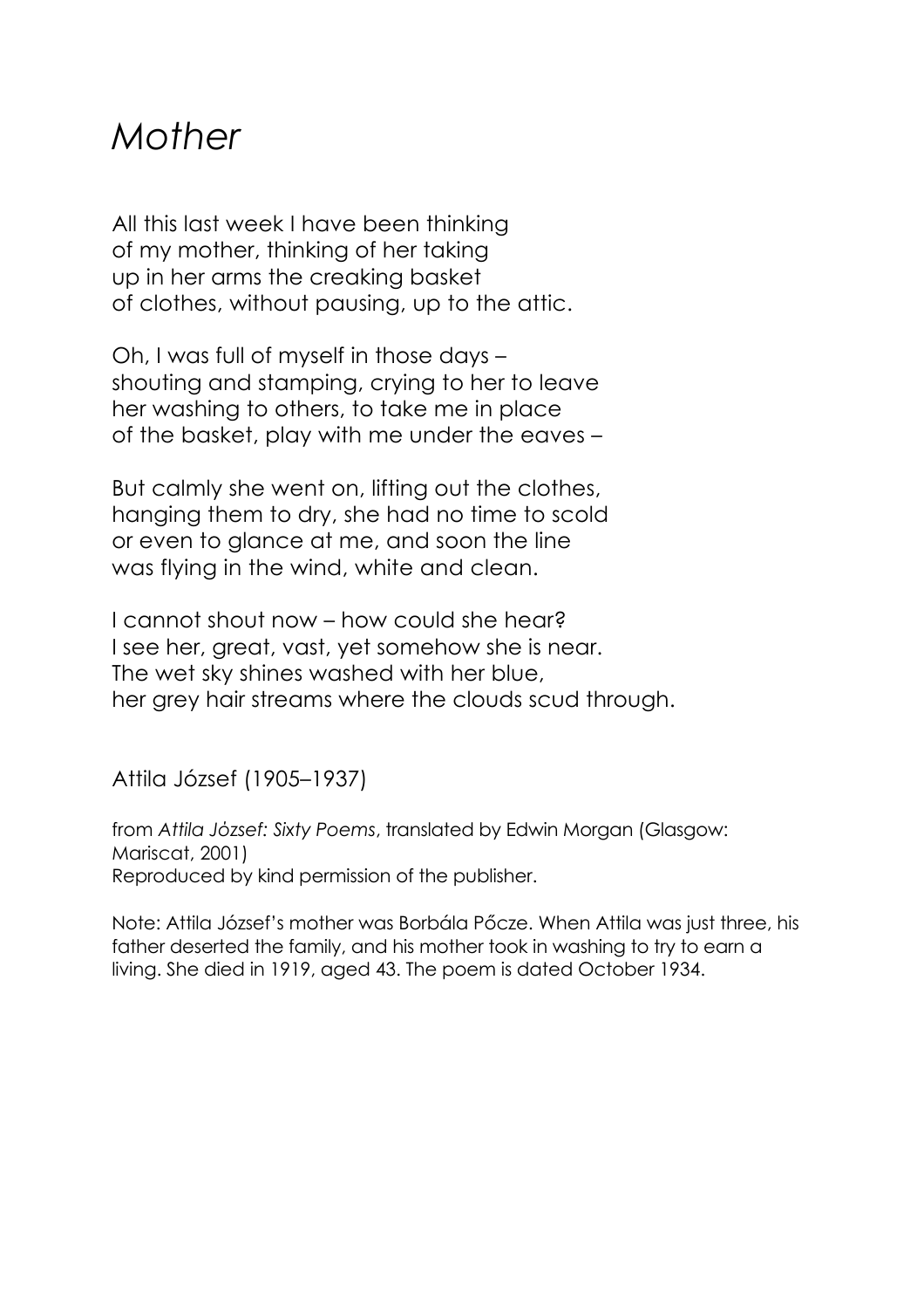# *Mother*

All this last week I have been thinking  
of my mother, thinking of her taking  
up in her arms the creaking basket  
of clothes, without pausing, up to the attic.

Oh, I was full of myself in those days –  
shouting and stamping, crying to her to leave  
her washing to others, to take me in place  
of the basket, play with me under the eaves –

But calmly she went on, lifting out the clothes,  
hanging them to dry, she had no time to scold  
or even to glance at me, and soon the line  
was flying in the wind, white and clean.

I cannot shout now – how could she hear?  
I see her, great, vast, yet somehow she is near.  
The wet sky shines washed with her blue,  
her grey hair streams where the clouds scud through.

Attila József (1905–1937)

from *Attila Jòzsef: Sixty Poems*, translated by Edwin Morgan (Glasgow: Mariscat, 2001)  
Reproduced by kind permission of the publisher.

Note: Attila József's mother was Borbála Pőcze. When Attila was just three, his father deserted the family, and his mother took in washing to try to earn a living. She died in 1919, aged 43. The poem is dated October 1934.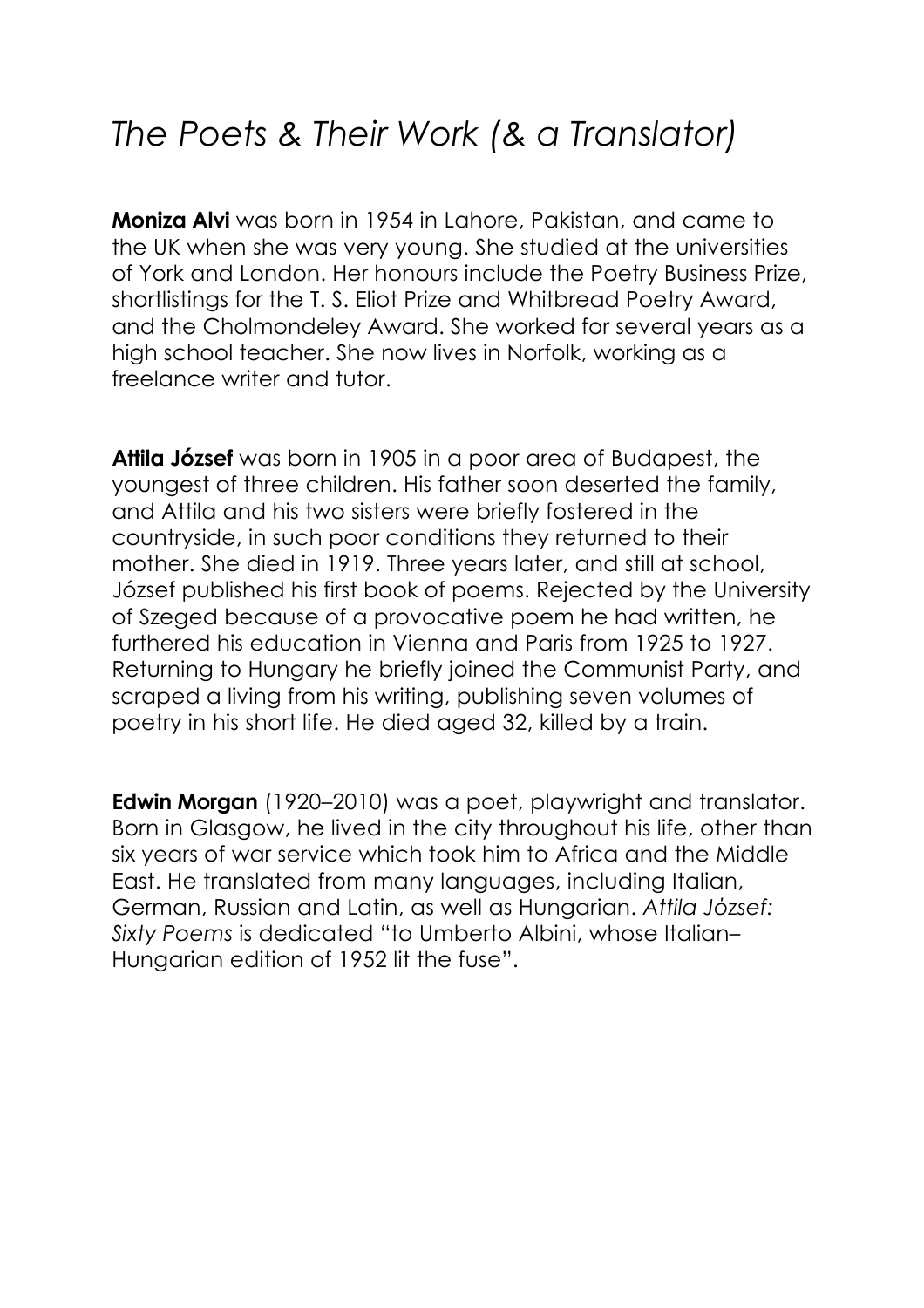# *The Poets & Their Work (& a Translator)*

**Moniza Alvi** was born in 1954 in Lahore, Pakistan, and came to the UK when she was very young. She studied at the universities of York and London. Her honours include the Poetry Business Prize, shortlistings for the T. S. Eliot Prize and Whitbread Poetry Award, and the Cholmondeley Award. She worked for several years as a high school teacher. She now lives in Norfolk, working as a freelance writer and tutor.

**Attila József** was born in 1905 in a poor area of Budapest, the youngest of three children. His father soon deserted the family, and Attila and his two sisters were briefly fostered in the countryside, in such poor conditions they returned to their mother. She died in 1919. Three years later, and still at school, József published his first book of poems. Rejected by the University of Szeged because of a provocative poem he had written, he furthered his education in Vienna and Paris from 1925 to 1927. Returning to Hungary he briefly joined the Communist Party, and scraped a living from his writing, publishing seven volumes of poetry in his short life. He died aged 32, killed by a train.

**Edwin Morgan** (1920–2010) was a poet, playwright and translator. Born in Glasgow, he lived in the city throughout his life, other than six years of war service which took him to Africa and the Middle East. He translated from many languages, including Italian, German, Russian and Latin, as well as Hungarian. *Attila József: Sixty Poems* is dedicated "to Umberto Albini, whose Italian–Hungarian edition of 1952 lit the fuse".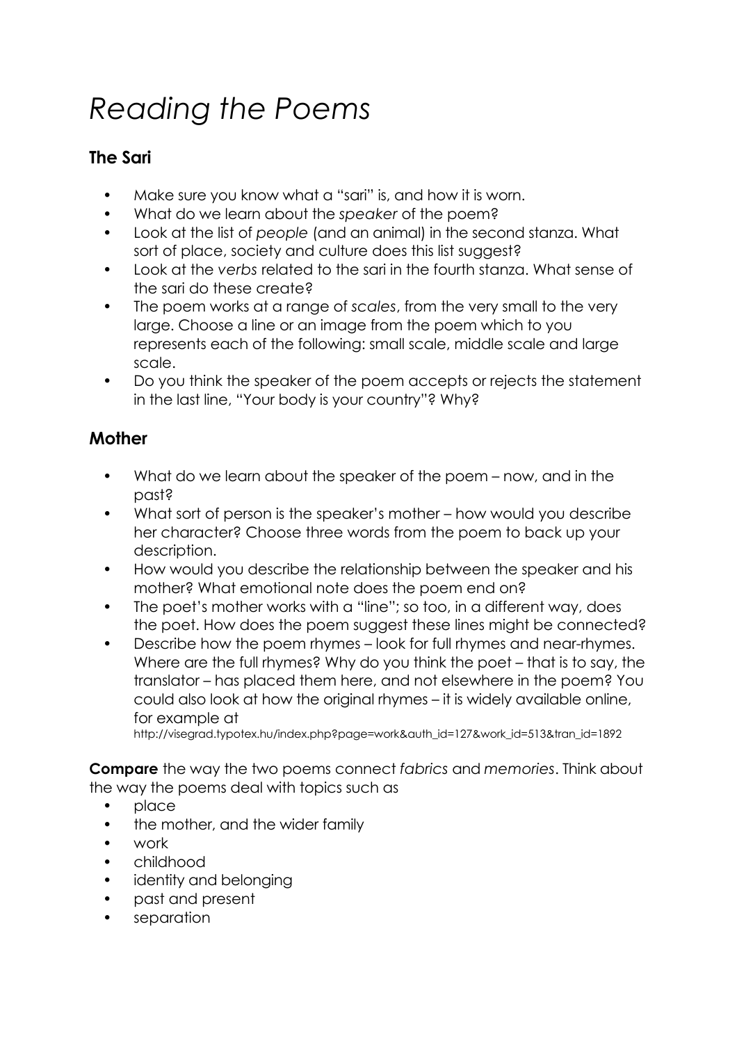# *Reading the Poems*

## The Sari

- Make sure you know what a "sari" is, and how it is worn.
- What do we learn about the *speaker* of the poem?
- Look at the list of *people* (and an animal) in the second stanza. What sort of place, society and culture does this list suggest?
- Look at the *verbs* related to the sari in the fourth stanza. What sense of the sari do these create?
- The poem works at a range of *scales*, from the very small to the very large. Choose a line or an image from the poem which to you represents each of the following: small scale, middle scale and large scale.
- Do you think the speaker of the poem accepts or rejects the statement in the last line, "Your body is your country"? Why?

## Mother

- What do we learn about the speaker of the poem – now, and in the past?
- What sort of person is the speaker's mother – how would you describe her character? Choose three words from the poem to back up your description.
- How would you describe the relationship between the speaker and his mother? What emotional note does the poem end on?
- The poet's mother works with a "line"; so too, in a different way, does the poet. How does the poem suggest these lines might be connected?
- Describe how the poem rhymes – look for full rhymes and near-rhymes. Where are the full rhymes? Why do you think the poet – that is to say, the translator – has placed them here, and not elsewhere in the poem? You could also look at how the original rhymes – it is widely available online, for example at http://visegrad.typotex.hu/index.php?page=work&auth_id=127&work_id=513&tran_id=1892

**Compare** the way the two poems connect *fabrics* and *memories*. Think about the way the poems deal with topics such as

- place
- the mother, and the wider family
- work
- childhood
- identity and belonging
- past and present
- separation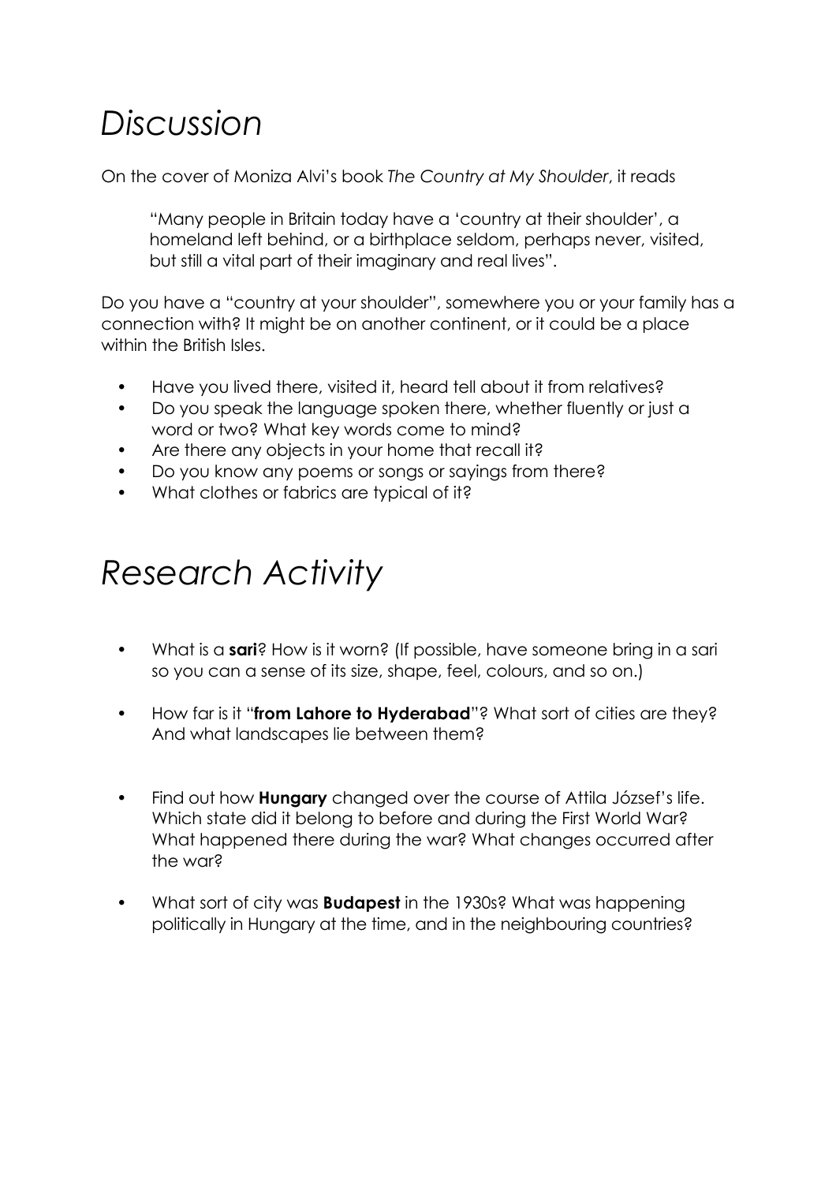# *Discussion*

On the cover of Moniza Alvi's book *The Country at My Shoulder*, it reads

> "Many people in Britain today have a 'country at their shoulder', a homeland left behind, or a birthplace seldom, perhaps never, visited, but still a vital part of their imaginary and real lives".

Do you have a "country at your shoulder", somewhere you or your family has a connection with? It might be on another continent, or it could be a place within the British Isles.

- Have you lived there, visited it, heard tell about it from relatives?
- Do you speak the language spoken there, whether fluently or just a word or two? What key words come to mind?
- Are there any objects in your home that recall it?
- Do you know any poems or songs or sayings from there?
- What clothes or fabrics are typical of it?

# *Research Activity*

- What is a **sari**? How is it worn? (If possible, have someone bring in a sari so you can a sense of its size, shape, feel, colours, and so on.)

- How far is it "**from Lahore to Hyderabad**"? What sort of cities are they? And what landscapes lie between them?

- Find out how **Hungary** changed over the course of Attila József's life. Which state did it belong to before and during the First World War? What happened there during the war? What changes occurred after the war?

- What sort of city was **Budapest** in the 1930s? What was happening politically in Hungary at the time, and in the neighbouring countries?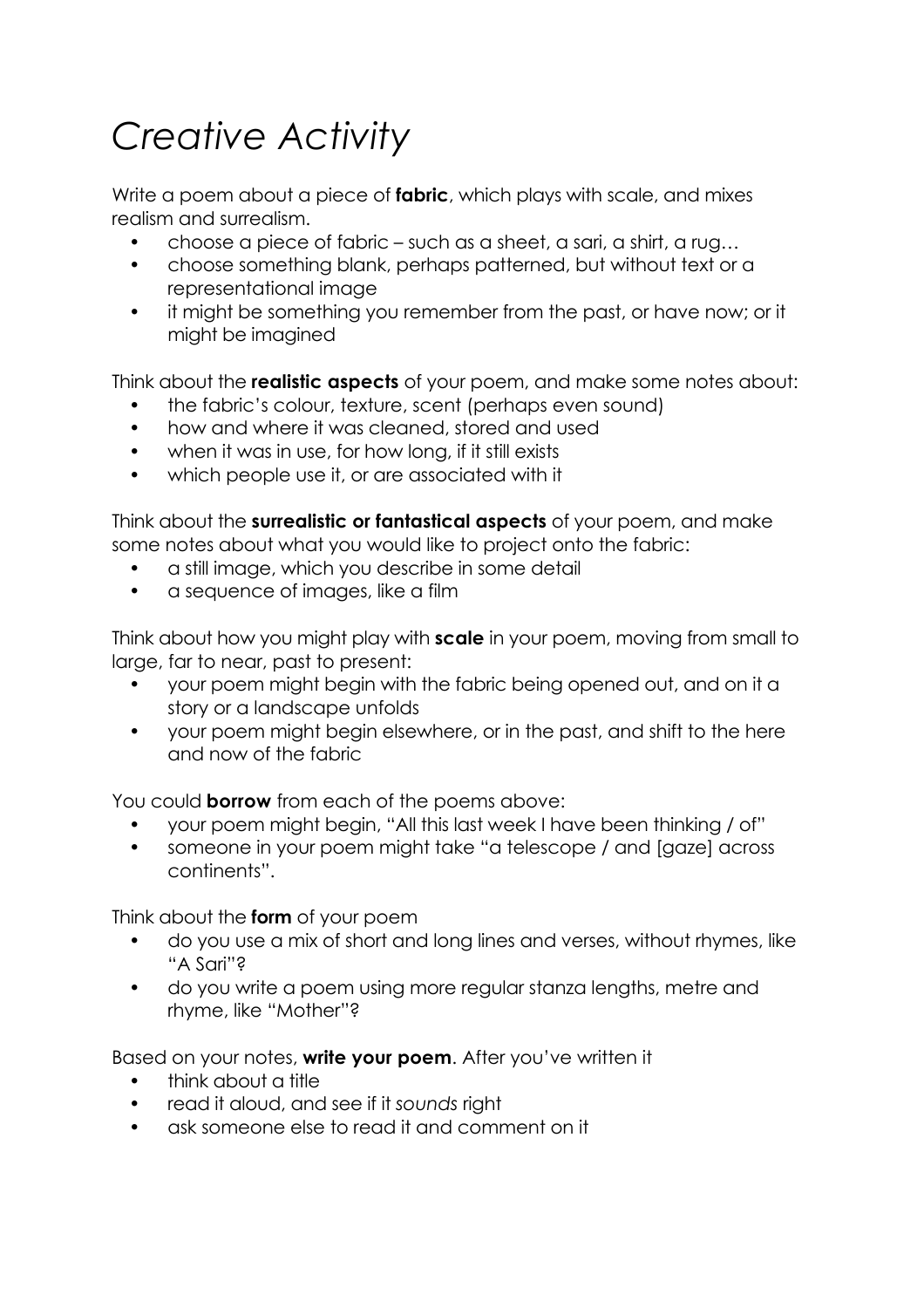# *Creative Activity*

Write a poem about a piece of **fabric**, which plays with scale, and mixes realism and surrealism.

- choose a piece of fabric – such as a sheet, a sari, a shirt, a rug…
- choose something blank, perhaps patterned, but without text or a representational image
- it might be something you remember from the past, or have now; or it might be imagined

Think about the **realistic aspects** of your poem, and make some notes about:

- the fabric's colour, texture, scent (perhaps even sound)
- how and where it was cleaned, stored and used
- when it was in use, for how long, if it still exists
- which people use it, or are associated with it

Think about the **surrealistic or fantastical aspects** of your poem, and make some notes about what you would like to project onto the fabric:

- a still image, which you describe in some detail
- a sequence of images, like a film

Think about how you might play with **scale** in your poem, moving from small to large, far to near, past to present:

- your poem might begin with the fabric being opened out, and on it a story or a landscape unfolds
- your poem might begin elsewhere, or in the past, and shift to the here and now of the fabric

You could **borrow** from each of the poems above:

- your poem might begin, "All this last week I have been thinking / of"
- someone in your poem might take "a telescope / and [gaze] across continents".

Think about the **form** of your poem

- do you use a mix of short and long lines and verses, without rhymes, like "A Sari"?
- do you write a poem using more regular stanza lengths, metre and rhyme, like "Mother"?

Based on your notes, **write your poem**. After you've written it

- think about a title
- read it aloud, and see if it *sounds* right
- ask someone else to read it and comment on it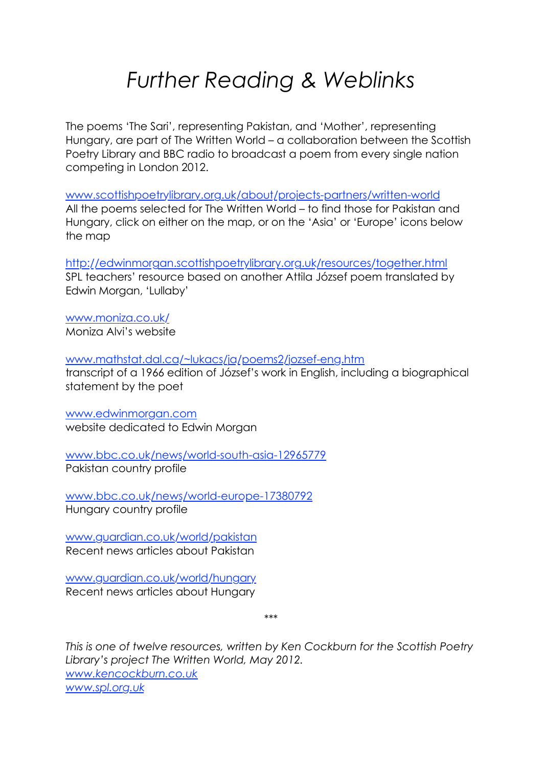# *Further Reading & Weblinks*

The poems 'The Sari', representing Pakistan, and 'Mother', representing Hungary, are part of The Written World – a collaboration between the Scottish Poetry Library and BBC radio to broadcast a poem from every single nation competing in London 2012.

[www.scottishpoetrylibrary.org.uk/about/projects-partners/written-world](www.scottishpoetrylibrary.org.uk/about/projects-partners/written-world)
All the poems selected for The Written World – to find those for Pakistan and Hungary, click on either on the map, or on the 'Asia' or 'Europe' icons below the map

[http://edwinmorgan.scottishpoetrylibrary.org.uk/resources/together.html](http://edwinmorgan.scottishpoetrylibrary.org.uk/resources/together.html)
SPL teachers' resource based on another Attila József poem translated by Edwin Morgan, 'Lullaby'

[www.moniza.co.uk/](www.moniza.co.uk/)
Moniza Alvi's website

[www.mathstat.dal.ca/~lukacs/ja/poems2/jozsef-eng.htm](www.mathstat.dal.ca/~lukacs/ja/poems2/jozsef-eng.htm)
transcript of a 1966 edition of József's work in English, including a biographical statement by the poet

[www.edwinmorgan.com](www.edwinmorgan.com)
website dedicated to Edwin Morgan

[www.bbc.co.uk/news/world-south-asia-12965779](www.bbc.co.uk/news/world-south-asia-12965779)
Pakistan country profile

[www.bbc.co.uk/news/world-europe-17380792](www.bbc.co.uk/news/world-europe-17380792)
Hungary country profile

[www.guardian.co.uk/world/pakistan](www.guardian.co.uk/world/pakistan)
Recent news articles about Pakistan

[www.guardian.co.uk/world/hungary](www.guardian.co.uk/world/hungary)
Recent news articles about Hungary

***

*This is one of twelve resources, written by Ken Cockburn for the Scottish Poetry Library's project The Written World, May 2012.*
*[www.kencockburn.co.uk](www.kencockburn.co.uk)*
*[www.spl.org.uk](www.spl.org.uk)*